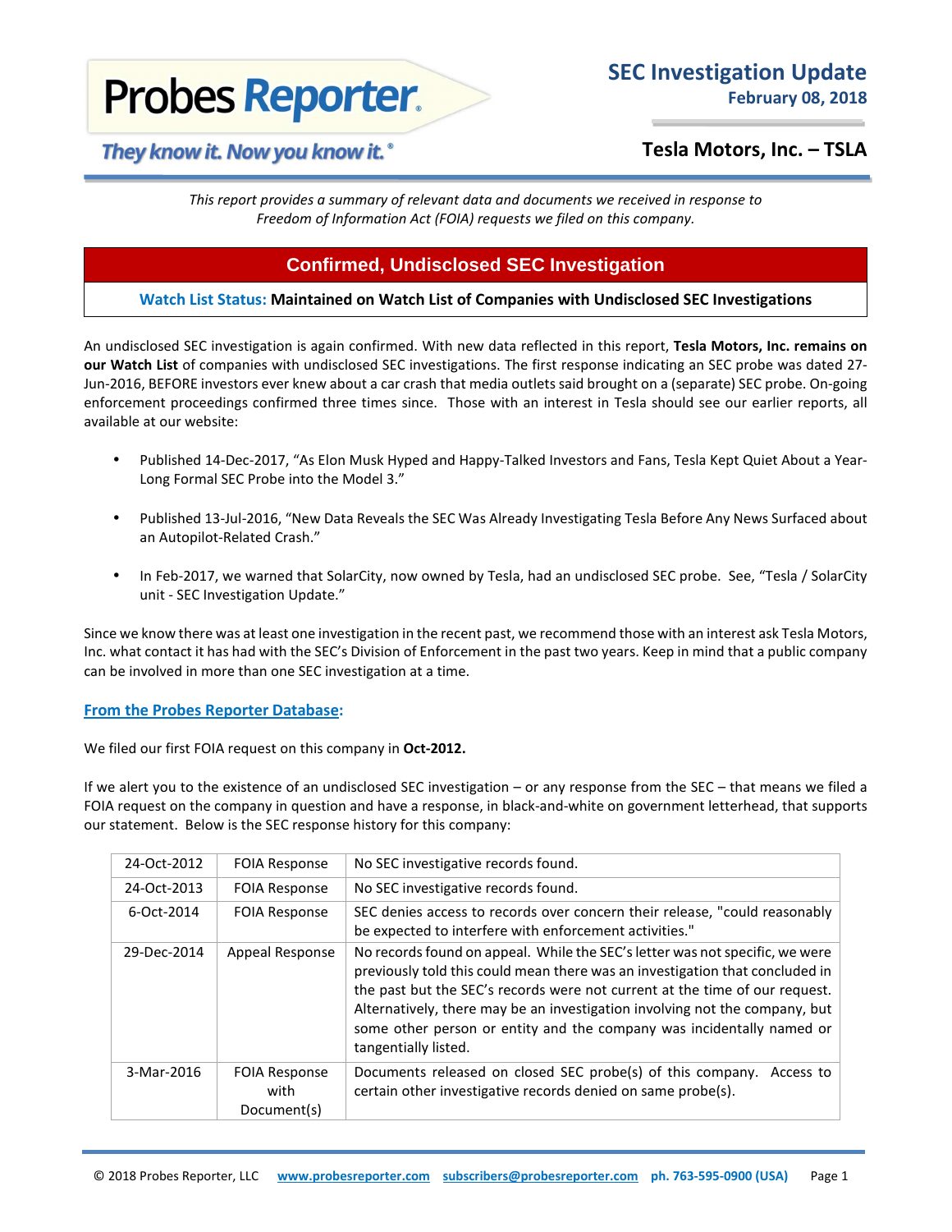# Probes Reporter

*They know it. Now you know it.®*

## SEC Investigation Update
**February 08, 2018**

## Tesla Motors, Inc. – TSLA

*This report provides a summary of relevant data and documents we received in response to Freedom of Information Act (FOIA) requests we filed on this company.*

## Confirmed, Undisclosed SEC Investigation

**Watch List Status: Maintained on Watch List of Companies with Undisclosed SEC Investigations**

An undisclosed SEC investigation is again confirmed. With new data reflected in this report, **Tesla Motors, Inc. remains on our Watch List** of companies with undisclosed SEC investigations. The first response indicating an SEC probe was dated 27-Jun-2016, BEFORE investors ever knew about a car crash that media outlets said brought on a (separate) SEC probe. On-going enforcement proceedings confirmed three times since. Those with an interest in Tesla should see our earlier reports, all available at our website:

- Published 14-Dec-2017, "As Elon Musk Hyped and Happy-Talked Investors and Fans, Tesla Kept Quiet About a Year-Long Formal SEC Probe into the Model 3."
- Published 13-Jul-2016, "New Data Reveals the SEC Was Already Investigating Tesla Before Any News Surfaced about an Autopilot-Related Crash."
- In Feb-2017, we warned that SolarCity, now owned by Tesla, had an undisclosed SEC probe. See, "Tesla / SolarCity unit - SEC Investigation Update."

Since we know there was at least one investigation in the recent past, we recommend those with an interest ask Tesla Motors, Inc. what contact it has had with the SEC's Division of Enforcement in the past two years. Keep in mind that a public company can be involved in more than one SEC investigation at a time.

### From the Probes Reporter Database:

We filed our first FOIA request on this company in **Oct-2012.**

If we alert you to the existence of an undisclosed SEC investigation – or any response from the SEC – that means we filed a FOIA request on the company in question and have a response, in black-and-white on government letterhead, that supports our statement. Below is the SEC response history for this company:

| Date | Type | Details |
|---|---|---|
| 24-Oct-2012 | FOIA Response | No SEC investigative records found. |
| 24-Oct-2013 | FOIA Response | No SEC investigative records found. |
| 6-Oct-2014 | FOIA Response | SEC denies access to records over concern their release, "could reasonably be expected to interfere with enforcement activities." |
| 29-Dec-2014 | Appeal Response | No records found on appeal. While the SEC's letter was not specific, we were previously told this could mean there was an investigation that concluded in the past but the SEC's records were not current at the time of our request. Alternatively, there may be an investigation involving not the company, but some other person or entity and the company was incidentally named or tangentially listed. |
| 3-Mar-2016 | FOIA Response with Document(s) | Documents released on closed SEC probe(s) of this company. Access to certain other investigative records denied on same probe(s). |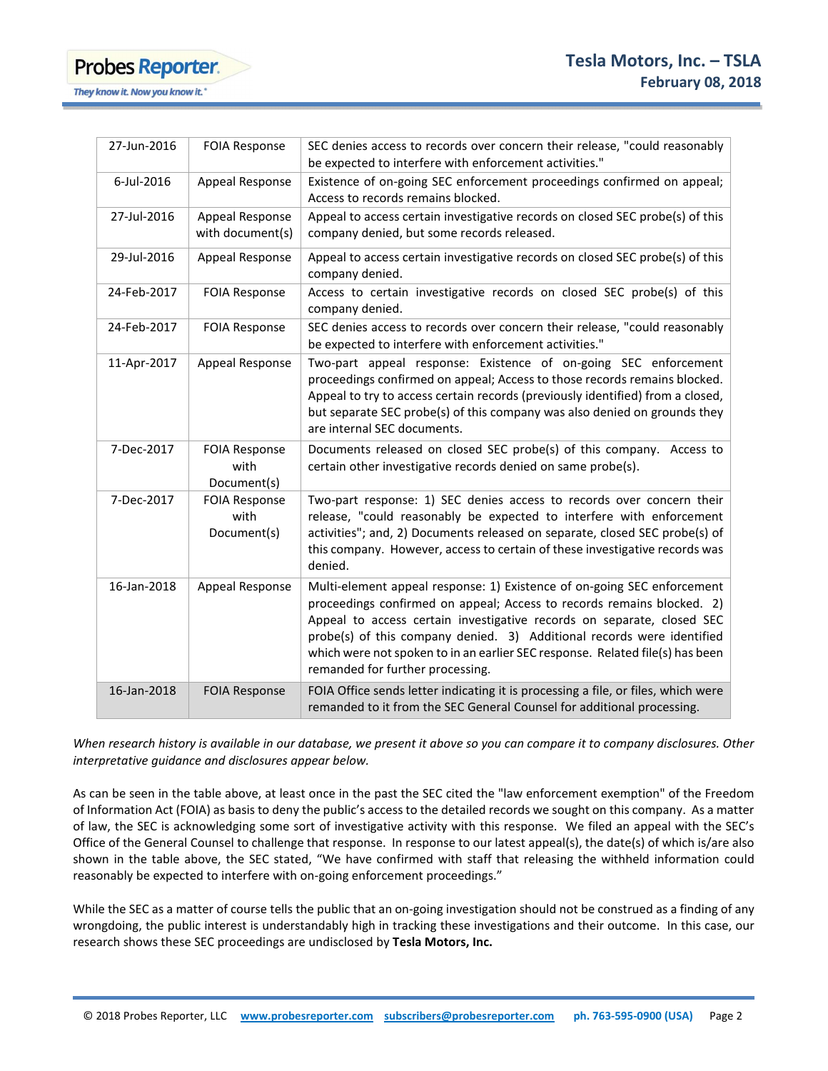| | | |
|---|---|---|
| 27-Jun-2016 | FOIA Response | SEC denies access to records over concern their release, "could reasonably be expected to interfere with enforcement activities." |
| 6-Jul-2016 | Appeal Response | Existence of on-going SEC enforcement proceedings confirmed on appeal; Access to records remains blocked. |
| 27-Jul-2016 | Appeal Response with document(s) | Appeal to access certain investigative records on closed SEC probe(s) of this company denied, but some records released. |
| 29-Jul-2016 | Appeal Response | Appeal to access certain investigative records on closed SEC probe(s) of this company denied. |
| 24-Feb-2017 | FOIA Response | Access to certain investigative records on closed SEC probe(s) of this company denied. |
| 24-Feb-2017 | FOIA Response | SEC denies access to records over concern their release, "could reasonably be expected to interfere with enforcement activities." |
| 11-Apr-2017 | Appeal Response | Two-part appeal response: Existence of on-going SEC enforcement proceedings confirmed on appeal; Access to those records remains blocked. Appeal to try to access certain records (previously identified) from a closed, but separate SEC probe(s) of this company was also denied on grounds they are internal SEC documents. |
| 7-Dec-2017 | FOIA Response with Document(s) | Documents released on closed SEC probe(s) of this company. Access to certain other investigative records denied on same probe(s). |
| 7-Dec-2017 | FOIA Response with Document(s) | Two-part response: 1) SEC denies access to records over concern their release, "could reasonably be expected to interfere with enforcement activities"; and, 2) Documents released on separate, closed SEC probe(s) of this company. However, access to certain of these investigative records was denied. |
| 16-Jan-2018 | Appeal Response | Multi-element appeal response: 1) Existence of on-going SEC enforcement proceedings confirmed on appeal; Access to records remains blocked. 2) Appeal to access certain investigative records on separate, closed SEC probe(s) of this company denied. 3) Additional records were identified which were not spoken to in an earlier SEC response. Related file(s) has been remanded for further processing. |
| 16-Jan-2018 | FOIA Response | FOIA Office sends letter indicating it is processing a file, or files, which were remanded to it from the SEC General Counsel for additional processing. |

*When research history is available in our database, we present it above so you can compare it to company disclosures. Other interpretative guidance and disclosures appear below.*

As can be seen in the table above, at least once in the past the SEC cited the "law enforcement exemption" of the Freedom of Information Act (FOIA) as basis to deny the public's access to the detailed records we sought on this company. As a matter of law, the SEC is acknowledging some sort of investigative activity with this response. We filed an appeal with the SEC's Office of the General Counsel to challenge that response. In response to our latest appeal(s), the date(s) of which is/are also shown in the table above, the SEC stated, "We have confirmed with staff that releasing the withheld information could reasonably be expected to interfere with on-going enforcement proceedings."

While the SEC as a matter of course tells the public that an on-going investigation should not be construed as a finding of any wrongdoing, the public interest is understandably high in tracking these investigations and their outcome. In this case, our research shows these SEC proceedings are undisclosed by **Tesla Motors, Inc.**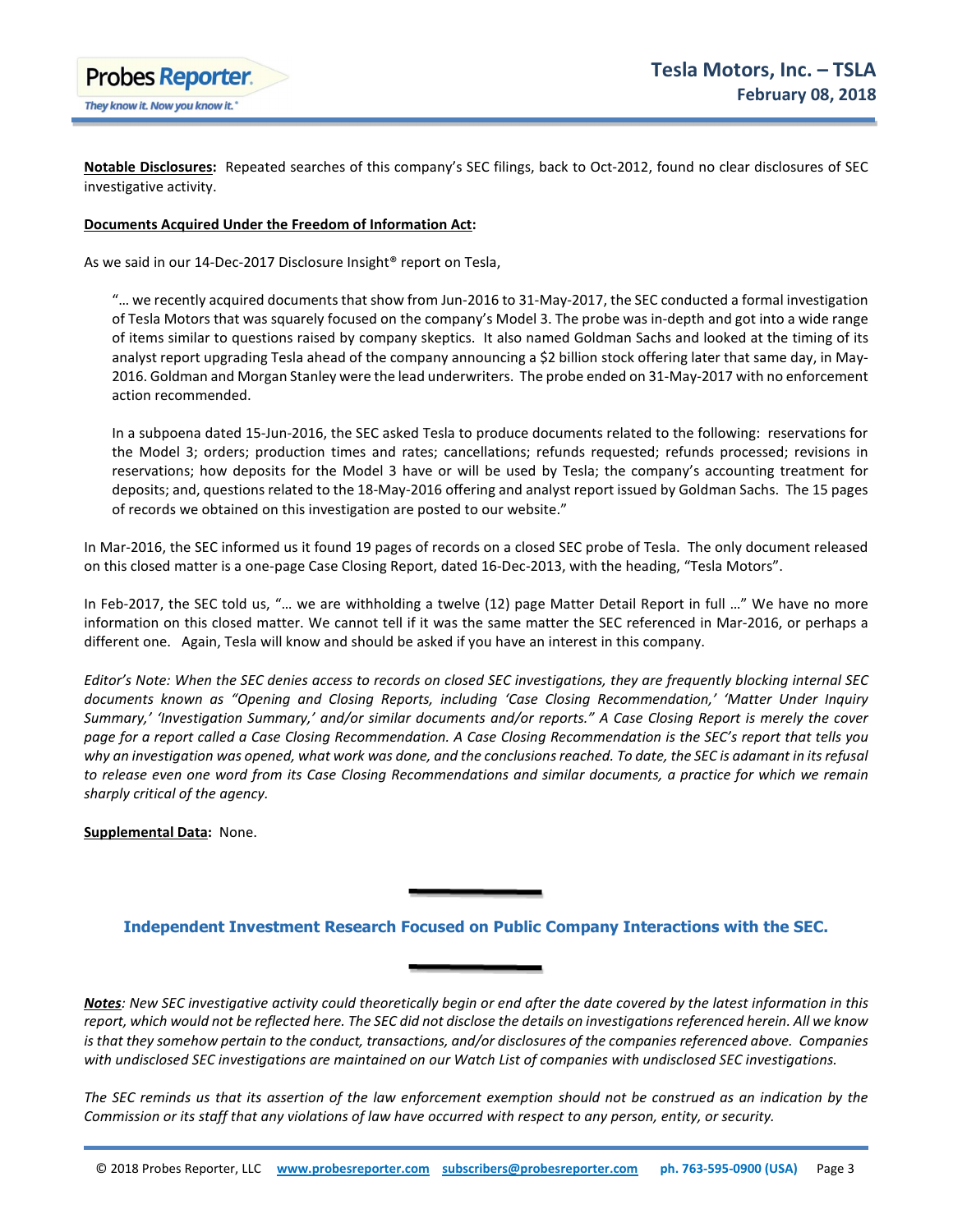**Notable Disclosures:** Repeated searches of this company's SEC filings, back to Oct-2012, found no clear disclosures of SEC investigative activity.

**Documents Acquired Under the Freedom of Information Act:**

As we said in our 14-Dec-2017 Disclosure Insight® report on Tesla,

> "… we recently acquired documents that show from Jun-2016 to 31-May-2017, the SEC conducted a formal investigation of Tesla Motors that was squarely focused on the company's Model 3. The probe was in-depth and got into a wide range of items similar to questions raised by company skeptics. It also named Goldman Sachs and looked at the timing of its analyst report upgrading Tesla ahead of the company announcing a $2 billion stock offering later that same day, in May-2016. Goldman and Morgan Stanley were the lead underwriters. The probe ended on 31-May-2017 with no enforcement action recommended.
>
> In a subpoena dated 15-Jun-2016, the SEC asked Tesla to produce documents related to the following: reservations for the Model 3; orders; production times and rates; cancellations; refunds requested; refunds processed; revisions in reservations; how deposits for the Model 3 have or will be used by Tesla; the company's accounting treatment for deposits; and, questions related to the 18-May-2016 offering and analyst report issued by Goldman Sachs. The 15 pages of records we obtained on this investigation are posted to our website."

In Mar-2016, the SEC informed us it found 19 pages of records on a closed SEC probe of Tesla. The only document released on this closed matter is a one-page Case Closing Report, dated 16-Dec-2013, with the heading, "Tesla Motors".

In Feb-2017, the SEC told us, "… we are withholding a twelve (12) page Matter Detail Report in full …" We have no more information on this closed matter. We cannot tell if it was the same matter the SEC referenced in Mar-2016, or perhaps a different one. Again, Tesla will know and should be asked if you have an interest in this company.

*Editor's Note: When the SEC denies access to records on closed SEC investigations, they are frequently blocking internal SEC documents known as "Opening and Closing Reports, including 'Case Closing Recommendation,' 'Matter Under Inquiry Summary,' 'Investigation Summary,' and/or similar documents and/or reports." A Case Closing Report is merely the cover page for a report called a Case Closing Recommendation. A Case Closing Recommendation is the SEC's report that tells you why an investigation was opened, what work was done, and the conclusions reached. To date, the SEC is adamant in its refusal to release even one word from its Case Closing Recommendations and similar documents, a practice for which we remain sharply critical of the agency.*

**Supplemental Data:** None.

---

**Independent Investment Research Focused on Public Company Interactions with the SEC.**

---

***Notes**: New SEC investigative activity could theoretically begin or end after the date covered by the latest information in this report, which would not be reflected here. The SEC did not disclose the details on investigations referenced herein. All we know is that they somehow pertain to the conduct, transactions, and/or disclosures of the companies referenced above. Companies with undisclosed SEC investigations are maintained on our Watch List of companies with undisclosed SEC investigations.*

*The SEC reminds us that its assertion of the law enforcement exemption should not be construed as an indication by the Commission or its staff that any violations of law have occurred with respect to any person, entity, or security.*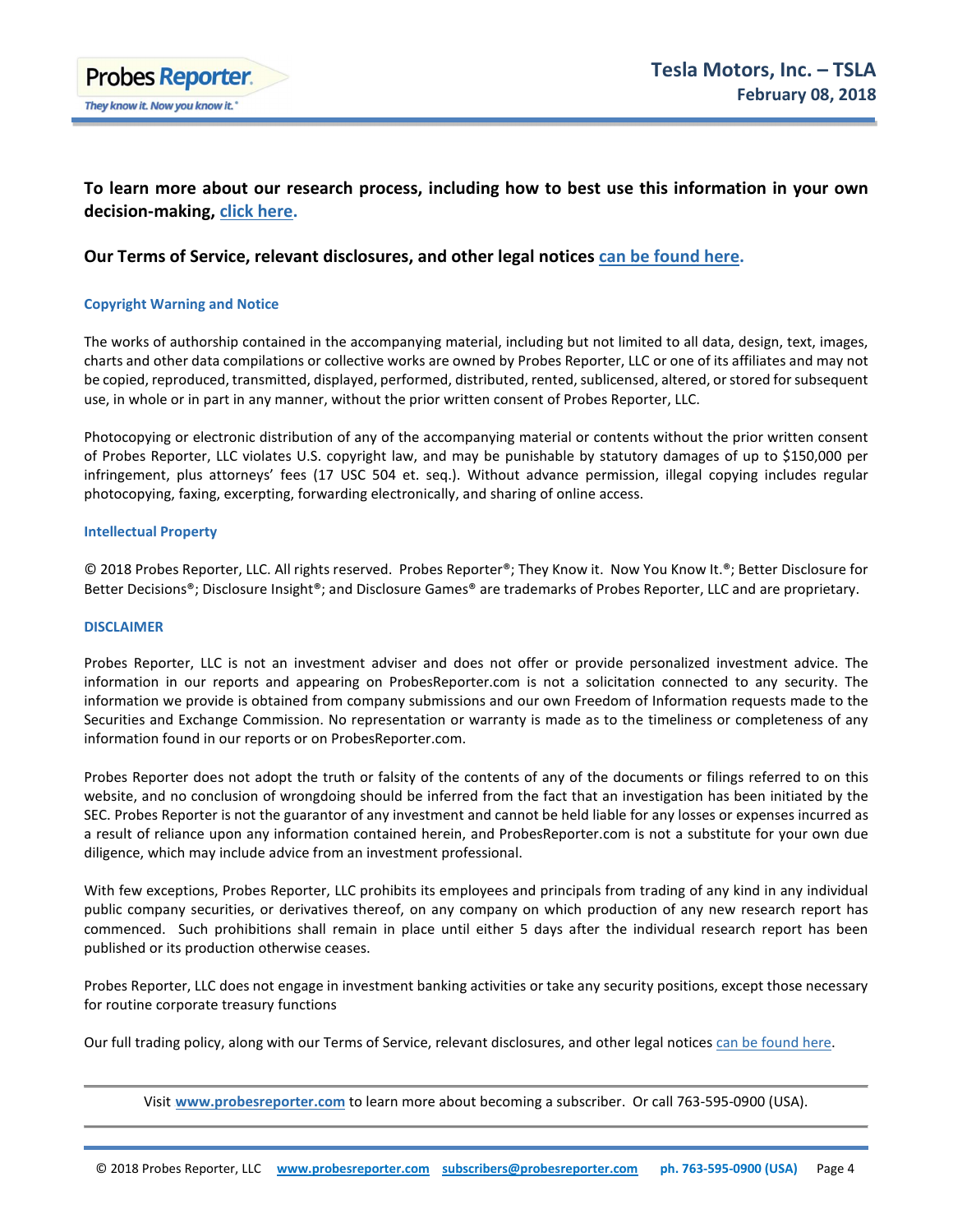**To learn more about our research process, including how to best use this information in your own decision-making, click here.**

**Our Terms of Service, relevant disclosures, and other legal notices can be found here.**

### Copyright Warning and Notice

The works of authorship contained in the accompanying material, including but not limited to all data, design, text, images, charts and other data compilations or collective works are owned by Probes Reporter, LLC or one of its affiliates and may not be copied, reproduced, transmitted, displayed, performed, distributed, rented, sublicensed, altered, or stored for subsequent use, in whole or in part in any manner, without the prior written consent of Probes Reporter, LLC.

Photocopying or electronic distribution of any of the accompanying material or contents without the prior written consent of Probes Reporter, LLC violates U.S. copyright law, and may be punishable by statutory damages of up to $150,000 per infringement, plus attorneys' fees (17 USC 504 et. seq.). Without advance permission, illegal copying includes regular photocopying, faxing, excerpting, forwarding electronically, and sharing of online access.

### Intellectual Property

© 2018 Probes Reporter, LLC. All rights reserved. Probes Reporter®; They Know it. Now You Know It.®; Better Disclosure for Better Decisions®; Disclosure Insight®; and Disclosure Games® are trademarks of Probes Reporter, LLC and are proprietary.

### DISCLAIMER

Probes Reporter, LLC is not an investment adviser and does not offer or provide personalized investment advice. The information in our reports and appearing on ProbesReporter.com is not a solicitation connected to any security. The information we provide is obtained from company submissions and our own Freedom of Information requests made to the Securities and Exchange Commission. No representation or warranty is made as to the timeliness or completeness of any information found in our reports or on ProbesReporter.com.

Probes Reporter does not adopt the truth or falsity of the contents of any of the documents or filings referred to on this website, and no conclusion of wrongdoing should be inferred from the fact that an investigation has been initiated by the SEC. Probes Reporter is not the guarantor of any investment and cannot be held liable for any losses or expenses incurred as a result of reliance upon any information contained herein, and ProbesReporter.com is not a substitute for your own due diligence, which may include advice from an investment professional.

With few exceptions, Probes Reporter, LLC prohibits its employees and principals from trading of any kind in any individual public company securities, or derivatives thereof, on any company on which production of any new research report has commenced. Such prohibitions shall remain in place until either 5 days after the individual research report has been published or its production otherwise ceases.

Probes Reporter, LLC does not engage in investment banking activities or take any security positions, except those necessary for routine corporate treasury functions

Our full trading policy, along with our Terms of Service, relevant disclosures, and other legal notices can be found here.

---

Visit **www.probesreporter.com** to learn more about becoming a subscriber. Or call 763-595-0900 (USA).

---